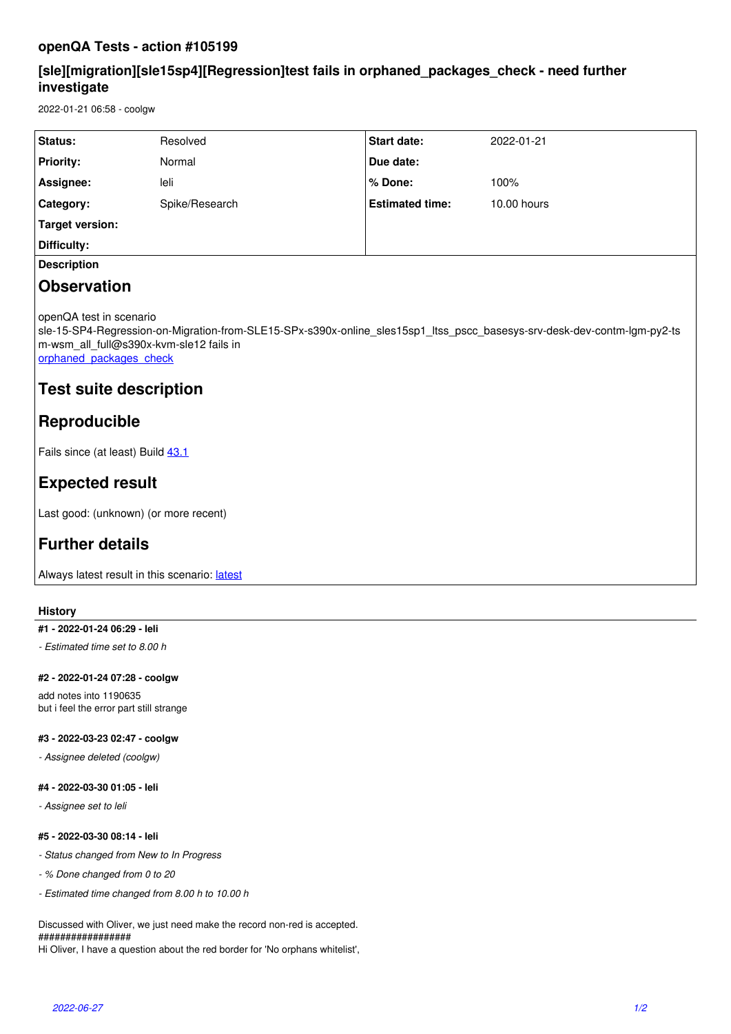# openQA Tests - action #105199

## [sle][migration][sle15sp4][Regression]test fails in orphaned_packages_check - need further investigate

2022-01-21 06:58 - coolgw

| Status: | Resolved | Start date: | 2022-01-21 |
|---|---|---|---|
| Priority: | Normal | Due date: | |
| Assignee: | leli | % Done: | 100% |
| Category: | Spike/Research | Estimated time: | 10.00 hours |
| Target version: | | | |
| Difficulty: | | | |

**Description**

## Observation

openQA test in scenario sle-15-SP4-Regression-on-Migration-from-SLE15-SPx-s390x-online_sles15sp1_ltss_pscc_basesys-srv-desk-dev-contm-lgm-py2-tsm-wsm_all_full@s390x-kvm-sle12 fails in
orphaned_packages_check

## Test suite description

## Reproducible

Fails since (at least) Build 43.1

## Expected result

Last good: (unknown) (or more recent)

## Further details

Always latest result in this scenario: latest

### History

#### #1 - 2022-01-24 06:29 - leli

*- Estimated time set to 8.00 h*

#### #2 - 2022-01-24 07:28 - coolgw

add notes into 1190635
but i feel the error part still strange

#### #3 - 2022-03-23 02:47 - coolgw

*- Assignee deleted (coolgw)*

#### #4 - 2022-03-30 01:05 - leli

*- Assignee set to leli*

#### #5 - 2022-03-30 08:14 - leli

*- Status changed from New to In Progress*

*- % Done changed from 0 to 20*

*- Estimated time changed from 8.00 h to 10.00 h*

Discussed with Oliver, we just need make the record non-red is accepted.
#################
Hi Oliver, I have a question about the red border for 'No orphans whitelist',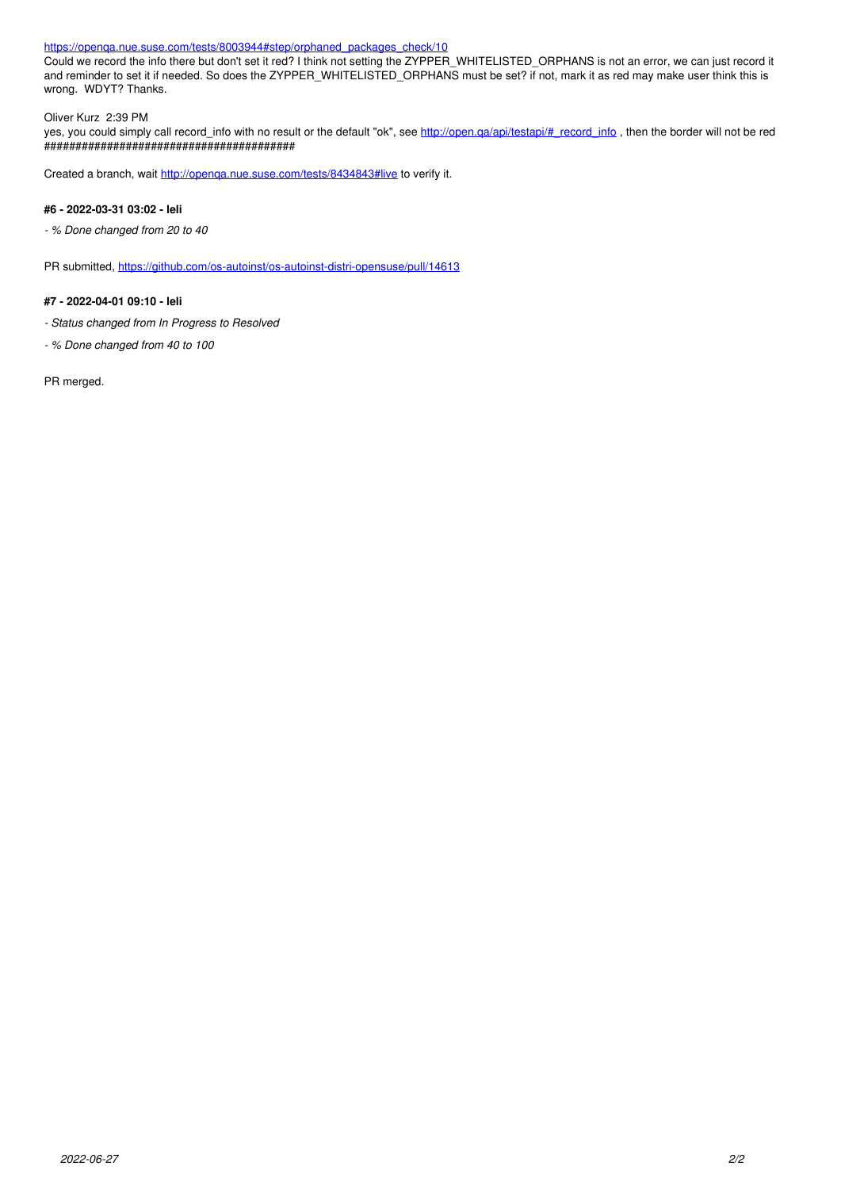https://openqa.nue.suse.com/tests/8003944#step/orphaned_packages_check/10
Could we record the info there but don't set it red? I think not setting the ZYPPER_WHITELISTED_ORPHANS is not an error, we can just record it and reminder to set it if needed. So does the ZYPPER_WHITELISTED_ORPHANS must be set? if not, mark it as red may make user think this is wrong. WDYT? Thanks.

Oliver Kurz 2:39 PM
yes, you could simply call record_info with no result or the default "ok", see http://open.qa/api/testapi/#_record_info , then the border will not be red
########################################

Created a branch, wait http://openqa.nue.suse.com/tests/8434843#live to verify it.

**#6 - 2022-03-31 03:02 - leli**

*- % Done changed from 20 to 40*

PR submitted, https://github.com/os-autoinst/os-autoinst-distri-opensuse/pull/14613

**#7 - 2022-04-01 09:10 - leli**

*- Status changed from In Progress to Resolved*

*- % Done changed from 40 to 100*

PR merged.